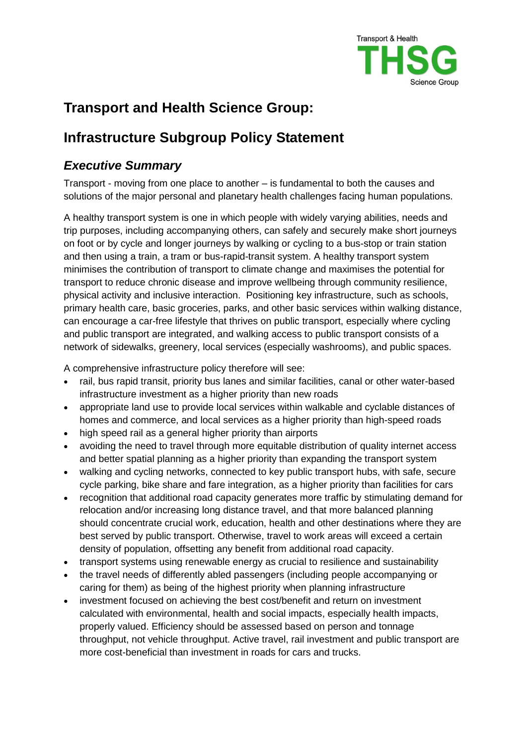# Transport and Health Science Group:

# Infrastructure Subgroup Policy Statement

## *Executive Summary*

Transport - moving from one place to another – is fundamental to both the causes and solutions of the major personal and planetary health challenges facing human populations.

A healthy transport system is one in which people with widely varying abilities, needs and trip purposes, including accompanying others, can safely and securely make short journeys on foot or by cycle and longer journeys by walking or cycling to a bus-stop or train station and then using a train, a tram or bus-rapid-transit system. A healthy transport system minimises the contribution of transport to climate change and maximises the potential for transport to reduce chronic disease and improve wellbeing through community resilience, physical activity and inclusive interaction. Positioning key infrastructure, such as schools, primary health care, basic groceries, parks, and other basic services within walking distance, can encourage a car-free lifestyle that thrives on public transport, especially where cycling and public transport are integrated, and walking access to public transport consists of a network of sidewalks, greenery, local services (especially washrooms), and public spaces.

A comprehensive infrastructure policy therefore will see:

- rail, bus rapid transit, priority bus lanes and similar facilities, canal or other water-based infrastructure investment as a higher priority than new roads
- appropriate land use to provide local services within walkable and cyclable distances of homes and commerce, and local services as a higher priority than high-speed roads
- high speed rail as a general higher priority than airports
- avoiding the need to travel through more equitable distribution of quality internet access and better spatial planning as a higher priority than expanding the transport system
- walking and cycling networks, connected to key public transport hubs, with safe, secure cycle parking, bike share and fare integration, as a higher priority than facilities for cars
- recognition that additional road capacity generates more traffic by stimulating demand for relocation and/or increasing long distance travel, and that more balanced planning should concentrate crucial work, education, health and other destinations where they are best served by public transport. Otherwise, travel to work areas will exceed a certain density of population, offsetting any benefit from additional road capacity.
- transport systems using renewable energy as crucial to resilience and sustainability
- the travel needs of differently abled passengers (including people accompanying or caring for them) as being of the highest priority when planning infrastructure
- investment focused on achieving the best cost/benefit and return on investment calculated with environmental, health and social impacts, especially health impacts, properly valued. Efficiency should be assessed based on person and tonnage throughput, not vehicle throughput. Active travel, rail investment and public transport are more cost-beneficial than investment in roads for cars and trucks.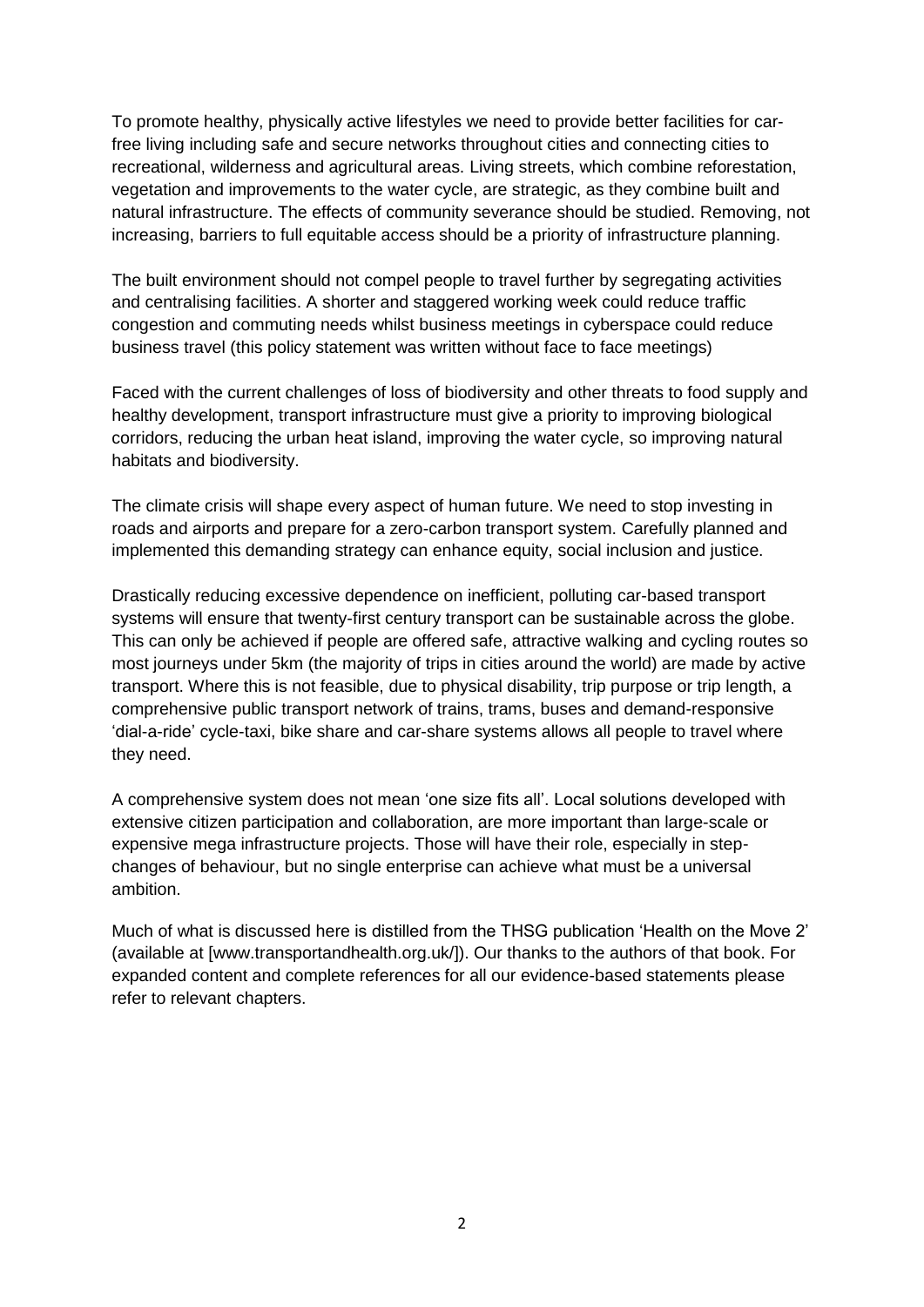To promote healthy, physically active lifestyles we need to provide better facilities for car-free living including safe and secure networks throughout cities and connecting cities to recreational, wilderness and agricultural areas. Living streets, which combine reforestation, vegetation and improvements to the water cycle, are strategic, as they combine built and natural infrastructure. The effects of community severance should be studied. Removing, not increasing, barriers to full equitable access should be a priority of infrastructure planning.

The built environment should not compel people to travel further by segregating activities and centralising facilities. A shorter and staggered working week could reduce traffic congestion and commuting needs whilst business meetings in cyberspace could reduce business travel (this policy statement was written without face to face meetings)

Faced with the current challenges of loss of biodiversity and other threats to food supply and healthy development, transport infrastructure must give a priority to improving biological corridors, reducing the urban heat island, improving the water cycle, so improving natural habitats and biodiversity.

The climate crisis will shape every aspect of human future. We need to stop investing in roads and airports and prepare for a zero-carbon transport system. Carefully planned and implemented this demanding strategy can enhance equity, social inclusion and justice.

Drastically reducing excessive dependence on inefficient, polluting car-based transport systems will ensure that twenty-first century transport can be sustainable across the globe. This can only be achieved if people are offered safe, attractive walking and cycling routes so most journeys under 5km (the majority of trips in cities around the world) are made by active transport. Where this is not feasible, due to physical disability, trip purpose or trip length, a comprehensive public transport network of trains, trams, buses and demand-responsive 'dial-a-ride' cycle-taxi, bike share and car-share systems allows all people to travel where they need.

A comprehensive system does not mean 'one size fits all'. Local solutions developed with extensive citizen participation and collaboration, are more important than large-scale or expensive mega infrastructure projects. Those will have their role, especially in step-changes of behaviour, but no single enterprise can achieve what must be a universal ambition.

Much of what is discussed here is distilled from the THSG publication 'Health on the Move 2' (available at [www.transportandhealth.org.uk/]). Our thanks to the authors of that book. For expanded content and complete references for all our evidence-based statements please refer to relevant chapters.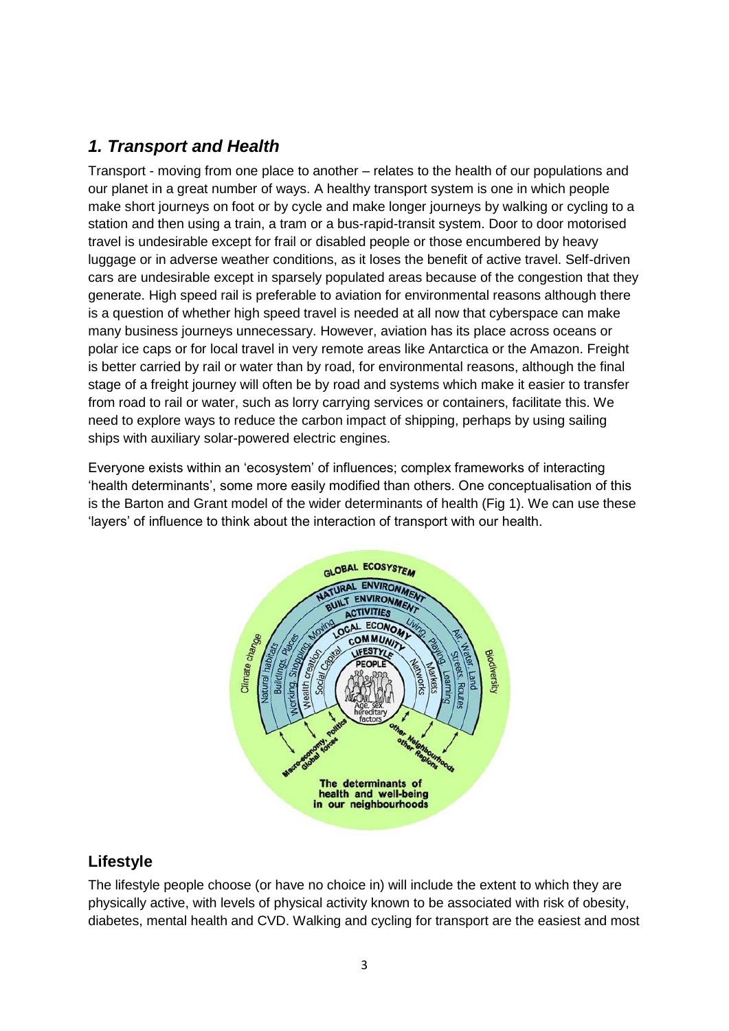## *1. Transport and Health*

Transport - moving from one place to another – relates to the health of our populations and our planet in a great number of ways. A healthy transport system is one in which people make short journeys on foot or by cycle and make longer journeys by walking or cycling to a station and then using a train, a tram or a bus-rapid-transit system. Door to door motorised travel is undesirable except for frail or disabled people or those encumbered by heavy luggage or in adverse weather conditions, as it loses the benefit of active travel. Self-driven cars are undesirable except in sparsely populated areas because of the congestion that they generate. High speed rail is preferable to aviation for environmental reasons although there is a question of whether high speed travel is needed at all now that cyberspace can make many business journeys unnecessary. However, aviation has its place across oceans or polar ice caps or for local travel in very remote areas like Antarctica or the Amazon. Freight is better carried by rail or water than by road, for environmental reasons, although the final stage of a freight journey will often be by road and systems which make it easier to transfer from road to rail or water, such as lorry carrying services or containers, facilitate this. We need to explore ways to reduce the carbon impact of shipping, perhaps by using sailing ships with auxiliary solar-powered electric engines.

Everyone exists within an 'ecosystem' of influences; complex frameworks of interacting 'health determinants', some more easily modified than others. One conceptualisation of this is the Barton and Grant model of the wider determinants of health (Fig 1). We can use these 'layers' of influence to think about the interaction of transport with our health.

### Lifestyle

The lifestyle people choose (or have no choice in) will include the extent to which they are physically active, with levels of physical activity known to be associated with risk of obesity, diabetes, mental health and CVD. Walking and cycling for transport are the easiest and most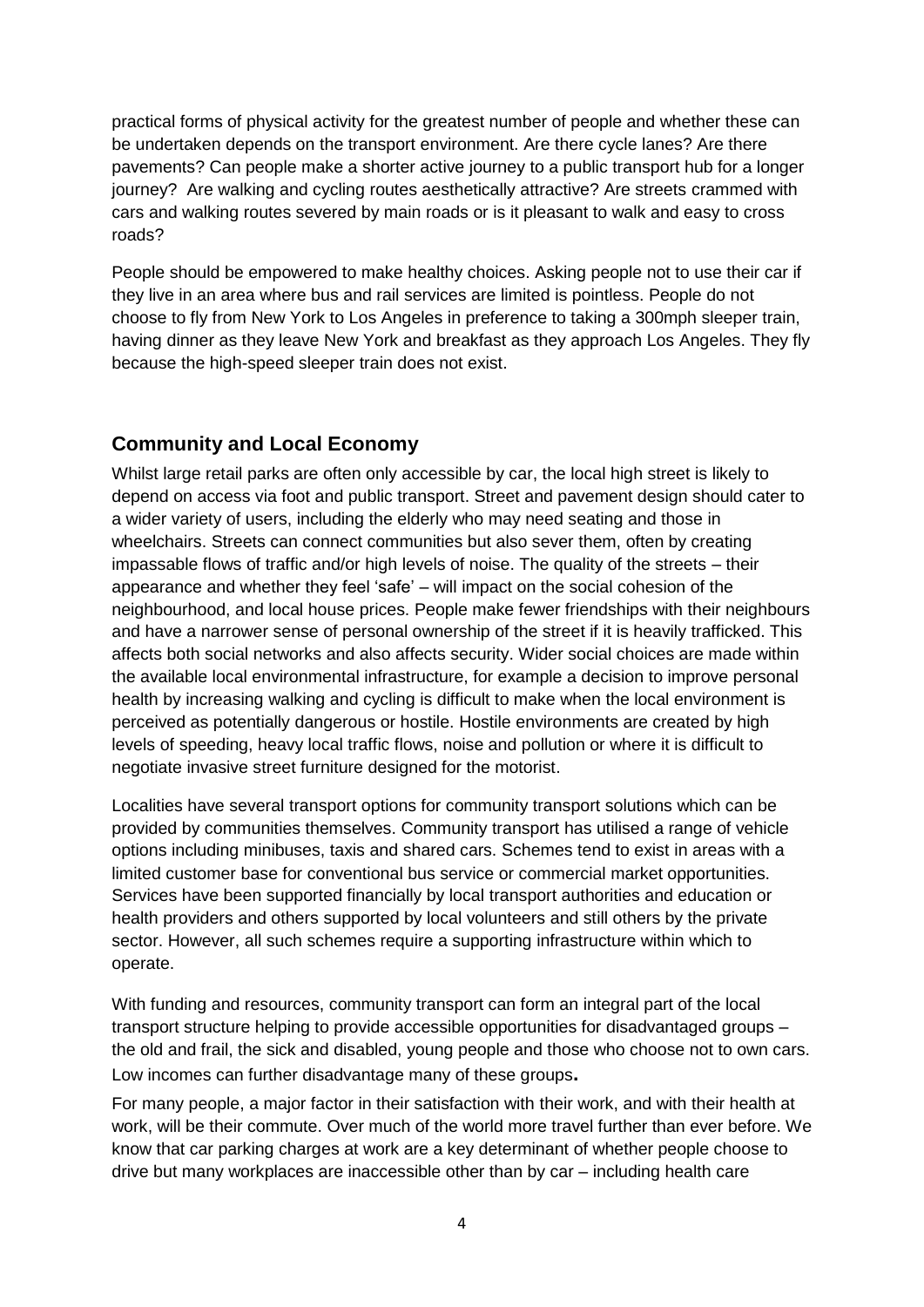practical forms of physical activity for the greatest number of people and whether these can be undertaken depends on the transport environment. Are there cycle lanes? Are there pavements? Can people make a shorter active journey to a public transport hub for a longer journey? Are walking and cycling routes aesthetically attractive? Are streets crammed with cars and walking routes severed by main roads or is it pleasant to walk and easy to cross roads?

People should be empowered to make healthy choices. Asking people not to use their car if they live in an area where bus and rail services are limited is pointless. People do not choose to fly from New York to Los Angeles in preference to taking a 300mph sleeper train, having dinner as they leave New York and breakfast as they approach Los Angeles. They fly because the high-speed sleeper train does not exist.

## Community and Local Economy

Whilst large retail parks are often only accessible by car, the local high street is likely to depend on access via foot and public transport. Street and pavement design should cater to a wider variety of users, including the elderly who may need seating and those in wheelchairs. Streets can connect communities but also sever them, often by creating impassable flows of traffic and/or high levels of noise. The quality of the streets – their appearance and whether they feel 'safe' – will impact on the social cohesion of the neighbourhood, and local house prices. People make fewer friendships with their neighbours and have a narrower sense of personal ownership of the street if it is heavily trafficked. This affects both social networks and also affects security. Wider social choices are made within the available local environmental infrastructure, for example a decision to improve personal health by increasing walking and cycling is difficult to make when the local environment is perceived as potentially dangerous or hostile. Hostile environments are created by high levels of speeding, heavy local traffic flows, noise and pollution or where it is difficult to negotiate invasive street furniture designed for the motorist.

Localities have several transport options for community transport solutions which can be provided by communities themselves. Community transport has utilised a range of vehicle options including minibuses, taxis and shared cars. Schemes tend to exist in areas with a limited customer base for conventional bus service or commercial market opportunities. Services have been supported financially by local transport authorities and education or health providers and others supported by local volunteers and still others by the private sector. However, all such schemes require a supporting infrastructure within which to operate.

With funding and resources, community transport can form an integral part of the local transport structure helping to provide accessible opportunities for disadvantaged groups – the old and frail, the sick and disabled, young people and those who choose not to own cars. Low incomes can further disadvantage many of these groups**.**

For many people, a major factor in their satisfaction with their work, and with their health at work, will be their commute. Over much of the world more travel further than ever before. We know that car parking charges at work are a key determinant of whether people choose to drive but many workplaces are inaccessible other than by car – including health care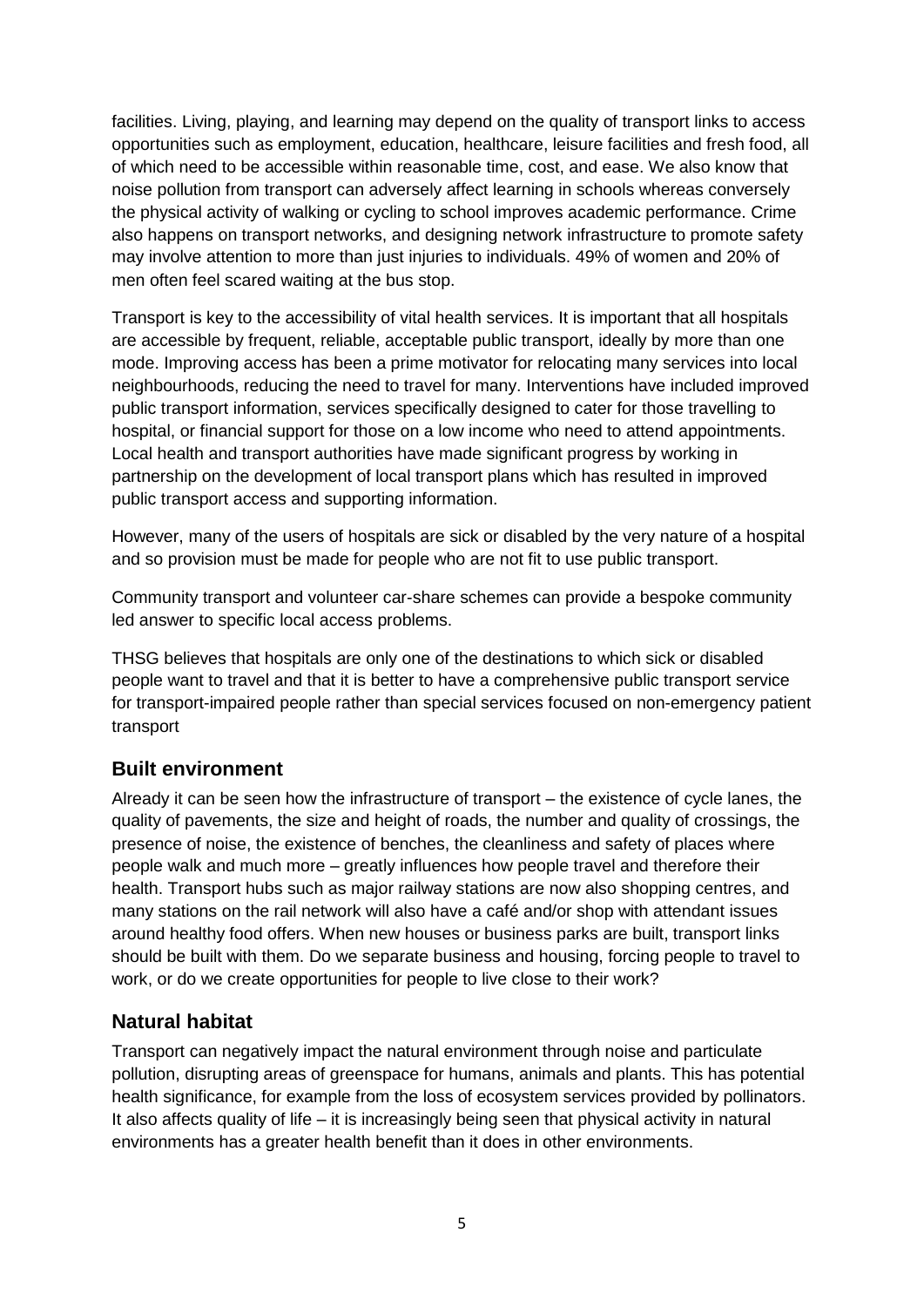facilities. Living, playing, and learning may depend on the quality of transport links to access opportunities such as employment, education, healthcare, leisure facilities and fresh food, all of which need to be accessible within reasonable time, cost, and ease. We also know that noise pollution from transport can adversely affect learning in schools whereas conversely the physical activity of walking or cycling to school improves academic performance. Crime also happens on transport networks, and designing network infrastructure to promote safety may involve attention to more than just injuries to individuals. 49% of women and 20% of men often feel scared waiting at the bus stop.

Transport is key to the accessibility of vital health services. It is important that all hospitals are accessible by frequent, reliable, acceptable public transport, ideally by more than one mode. Improving access has been a prime motivator for relocating many services into local neighbourhoods, reducing the need to travel for many. Interventions have included improved public transport information, services specifically designed to cater for those travelling to hospital, or financial support for those on a low income who need to attend appointments. Local health and transport authorities have made significant progress by working in partnership on the development of local transport plans which has resulted in improved public transport access and supporting information.

However, many of the users of hospitals are sick or disabled by the very nature of a hospital and so provision must be made for people who are not fit to use public transport.

Community transport and volunteer car-share schemes can provide a bespoke community led answer to specific local access problems.

THSG believes that hospitals are only one of the destinations to which sick or disabled people want to travel and that it is better to have a comprehensive public transport service for transport-impaired people rather than special services focused on non-emergency patient transport

## Built environment

Already it can be seen how the infrastructure of transport – the existence of cycle lanes, the quality of pavements, the size and height of roads, the number and quality of crossings, the presence of noise, the existence of benches, the cleanliness and safety of places where people walk and much more – greatly influences how people travel and therefore their health. Transport hubs such as major railway stations are now also shopping centres, and many stations on the rail network will also have a café and/or shop with attendant issues around healthy food offers. When new houses or business parks are built, transport links should be built with them. Do we separate business and housing, forcing people to travel to work, or do we create opportunities for people to live close to their work?

## Natural habitat

Transport can negatively impact the natural environment through noise and particulate pollution, disrupting areas of greenspace for humans, animals and plants. This has potential health significance, for example from the loss of ecosystem services provided by pollinators. It also affects quality of life – it is increasingly being seen that physical activity in natural environments has a greater health benefit than it does in other environments.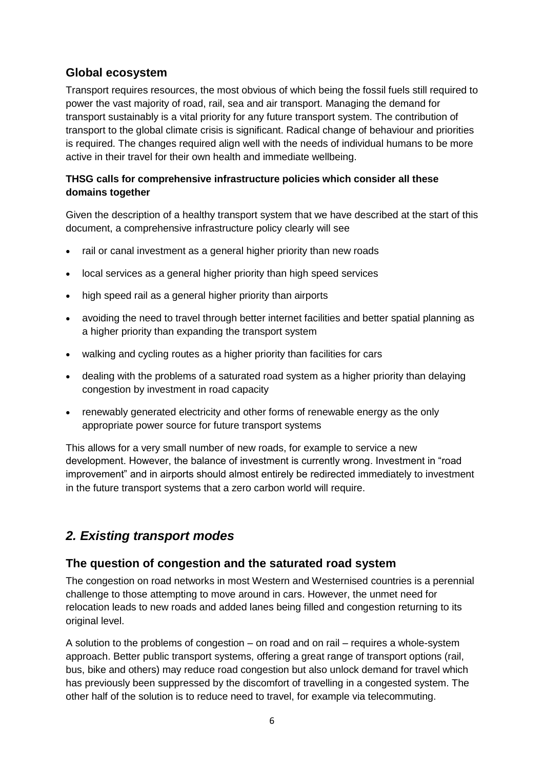## Global ecosystem

Transport requires resources, the most obvious of which being the fossil fuels still required to power the vast majority of road, rail, sea and air transport. Managing the demand for transport sustainably is a vital priority for any future transport system. The contribution of transport to the global climate crisis is significant. Radical change of behaviour and priorities is required. The changes required align well with the needs of individual humans to be more active in their travel for their own health and immediate wellbeing.

### THSG calls for comprehensive infrastructure policies which consider all these domains together

Given the description of a healthy transport system that we have described at the start of this document, a comprehensive infrastructure policy clearly will see

- rail or canal investment as a general higher priority than new roads
- local services as a general higher priority than high speed services
- high speed rail as a general higher priority than airports
- avoiding the need to travel through better internet facilities and better spatial planning as a higher priority than expanding the transport system
- walking and cycling routes as a higher priority than facilities for cars
- dealing with the problems of a saturated road system as a higher priority than delaying congestion by investment in road capacity
- renewably generated electricity and other forms of renewable energy as the only appropriate power source for future transport systems

This allows for a very small number of new roads, for example to service a new development. However, the balance of investment is currently wrong. Investment in "road improvement" and in airports should almost entirely be redirected immediately to investment in the future transport systems that a zero carbon world will require.

# *2. Existing transport modes*

## The question of congestion and the saturated road system

The congestion on road networks in most Western and Westernised countries is a perennial challenge to those attempting to move around in cars. However, the unmet need for relocation leads to new roads and added lanes being filled and congestion returning to its original level.

A solution to the problems of congestion – on road and on rail – requires a whole-system approach. Better public transport systems, offering a great range of transport options (rail, bus, bike and others) may reduce road congestion but also unlock demand for travel which has previously been suppressed by the discomfort of travelling in a congested system. The other half of the solution is to reduce need to travel, for example via telecommuting.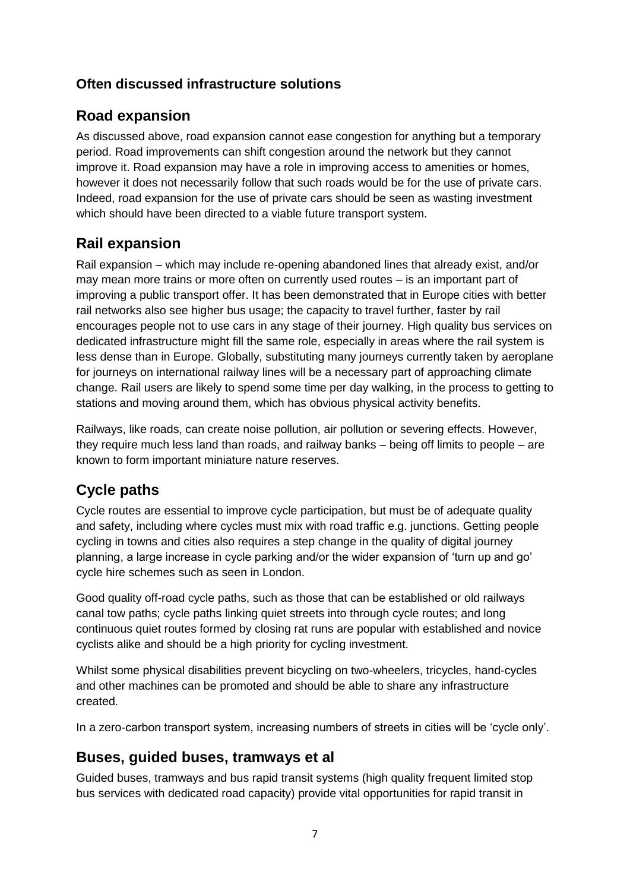**Often discussed infrastructure solutions**

## Road expansion

As discussed above, road expansion cannot ease congestion for anything but a temporary period. Road improvements can shift congestion around the network but they cannot improve it. Road expansion may have a role in improving access to amenities or homes, however it does not necessarily follow that such roads would be for the use of private cars. Indeed, road expansion for the use of private cars should be seen as wasting investment which should have been directed to a viable future transport system.

## Rail expansion

Rail expansion – which may include re-opening abandoned lines that already exist, and/or may mean more trains or more often on currently used routes – is an important part of improving a public transport offer. It has been demonstrated that in Europe cities with better rail networks also see higher bus usage; the capacity to travel further, faster by rail encourages people not to use cars in any stage of their journey. High quality bus services on dedicated infrastructure might fill the same role, especially in areas where the rail system is less dense than in Europe. Globally, substituting many journeys currently taken by aeroplane for journeys on international railway lines will be a necessary part of approaching climate change. Rail users are likely to spend some time per day walking, in the process to getting to stations and moving around them, which has obvious physical activity benefits.

Railways, like roads, can create noise pollution, air pollution or severing effects. However, they require much less land than roads, and railway banks – being off limits to people – are known to form important miniature nature reserves.

## Cycle paths

Cycle routes are essential to improve cycle participation, but must be of adequate quality and safety, including where cycles must mix with road traffic e.g. junctions. Getting people cycling in towns and cities also requires a step change in the quality of digital journey planning, a large increase in cycle parking and/or the wider expansion of 'turn up and go' cycle hire schemes such as seen in London.

Good quality off-road cycle paths, such as those that can be established or old railways canal tow paths; cycle paths linking quiet streets into through cycle routes; and long continuous quiet routes formed by closing rat runs are popular with established and novice cyclists alike and should be a high priority for cycling investment.

Whilst some physical disabilities prevent bicycling on two-wheelers, tricycles, hand-cycles and other machines can be promoted and should be able to share any infrastructure created.

In a zero-carbon transport system, increasing numbers of streets in cities will be 'cycle only'.

## Buses, guided buses, tramways et al

Guided buses, tramways and bus rapid transit systems (high quality frequent limited stop bus services with dedicated road capacity) provide vital opportunities for rapid transit in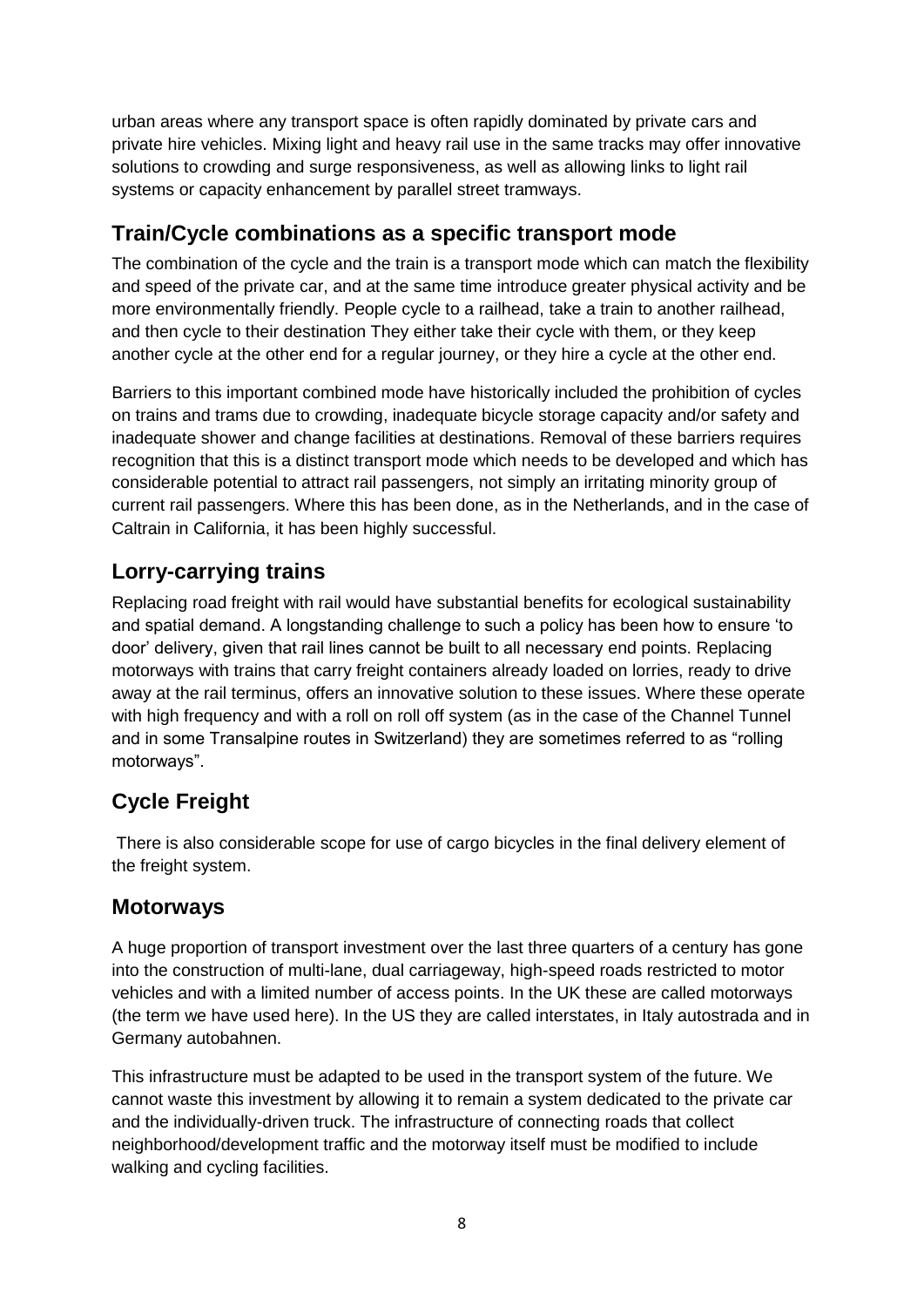urban areas where any transport space is often rapidly dominated by private cars and private hire vehicles. Mixing light and heavy rail use in the same tracks may offer innovative solutions to crowding and surge responsiveness, as well as allowing links to light rail systems or capacity enhancement by parallel street tramways.

## Train/Cycle combinations as a specific transport mode

The combination of the cycle and the train is a transport mode which can match the flexibility and speed of the private car, and at the same time introduce greater physical activity and be more environmentally friendly. People cycle to a railhead, take a train to another railhead, and then cycle to their destination They either take their cycle with them, or they keep another cycle at the other end for a regular journey, or they hire a cycle at the other end.

Barriers to this important combined mode have historically included the prohibition of cycles on trains and trams due to crowding, inadequate bicycle storage capacity and/or safety and inadequate shower and change facilities at destinations. Removal of these barriers requires recognition that this is a distinct transport mode which needs to be developed and which has considerable potential to attract rail passengers, not simply an irritating minority group of current rail passengers. Where this has been done, as in the Netherlands, and in the case of Caltrain in California, it has been highly successful.

## Lorry-carrying trains

Replacing road freight with rail would have substantial benefits for ecological sustainability and spatial demand. A longstanding challenge to such a policy has been how to ensure 'to door' delivery, given that rail lines cannot be built to all necessary end points. Replacing motorways with trains that carry freight containers already loaded on lorries, ready to drive away at the rail terminus, offers an innovative solution to these issues. Where these operate with high frequency and with a roll on roll off system (as in the case of the Channel Tunnel and in some Transalpine routes in Switzerland) they are sometimes referred to as "rolling motorways".

## Cycle Freight

There is also considerable scope for use of cargo bicycles in the final delivery element of the freight system.

## Motorways

A huge proportion of transport investment over the last three quarters of a century has gone into the construction of multi-lane, dual carriageway, high-speed roads restricted to motor vehicles and with a limited number of access points. In the UK these are called motorways (the term we have used here). In the US they are called interstates, in Italy autostrada and in Germany autobahnen.

This infrastructure must be adapted to be used in the transport system of the future. We cannot waste this investment by allowing it to remain a system dedicated to the private car and the individually-driven truck. The infrastructure of connecting roads that collect neighborhood/development traffic and the motorway itself must be modified to include walking and cycling facilities.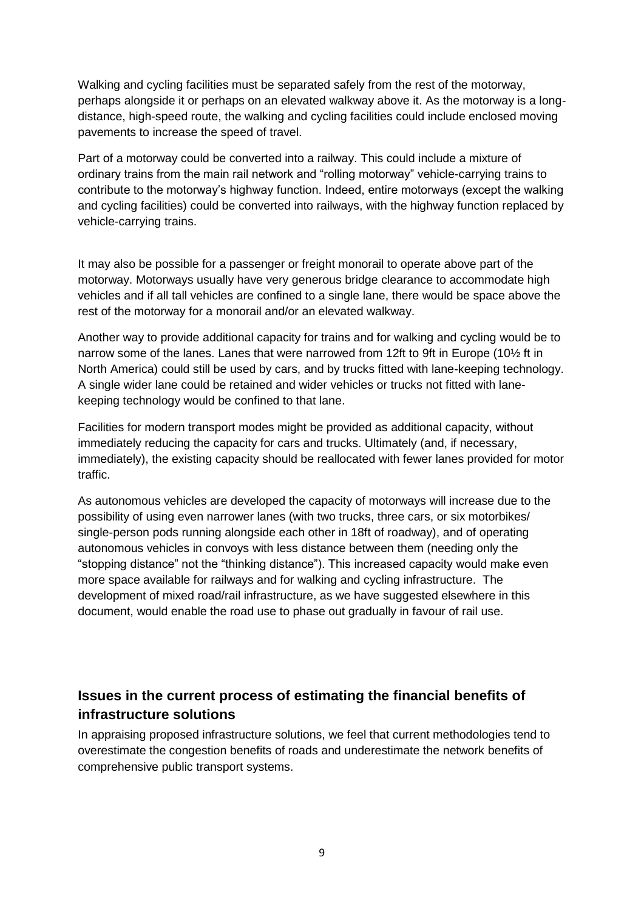Walking and cycling facilities must be separated safely from the rest of the motorway, perhaps alongside it or perhaps on an elevated walkway above it. As the motorway is a long-distance, high-speed route, the walking and cycling facilities could include enclosed moving pavements to increase the speed of travel.

Part of a motorway could be converted into a railway. This could include a mixture of ordinary trains from the main rail network and "rolling motorway" vehicle-carrying trains to contribute to the motorway's highway function. Indeed, entire motorways (except the walking and cycling facilities) could be converted into railways, with the highway function replaced by vehicle-carrying trains.

It may also be possible for a passenger or freight monorail to operate above part of the motorway. Motorways usually have very generous bridge clearance to accommodate high vehicles and if all tall vehicles are confined to a single lane, there would be space above the rest of the motorway for a monorail and/or an elevated walkway.

Another way to provide additional capacity for trains and for walking and cycling would be to narrow some of the lanes. Lanes that were narrowed from 12ft to 9ft in Europe (10½ ft in North America) could still be used by cars, and by trucks fitted with lane-keeping technology. A single wider lane could be retained and wider vehicles or trucks not fitted with lane-keeping technology would be confined to that lane.

Facilities for modern transport modes might be provided as additional capacity, without immediately reducing the capacity for cars and trucks. Ultimately (and, if necessary, immediately), the existing capacity should be reallocated with fewer lanes provided for motor traffic.

As autonomous vehicles are developed the capacity of motorways will increase due to the possibility of using even narrower lanes (with two trucks, three cars, or six motorbikes/ single-person pods running alongside each other in 18ft of roadway), and of operating autonomous vehicles in convoys with less distance between them (needing only the "stopping distance" not the "thinking distance"). This increased capacity would make even more space available for railways and for walking and cycling infrastructure. The development of mixed road/rail infrastructure, as we have suggested elsewhere in this document, would enable the road use to phase out gradually in favour of rail use.

## Issues in the current process of estimating the financial benefits of infrastructure solutions

In appraising proposed infrastructure solutions, we feel that current methodologies tend to overestimate the congestion benefits of roads and underestimate the network benefits of comprehensive public transport systems.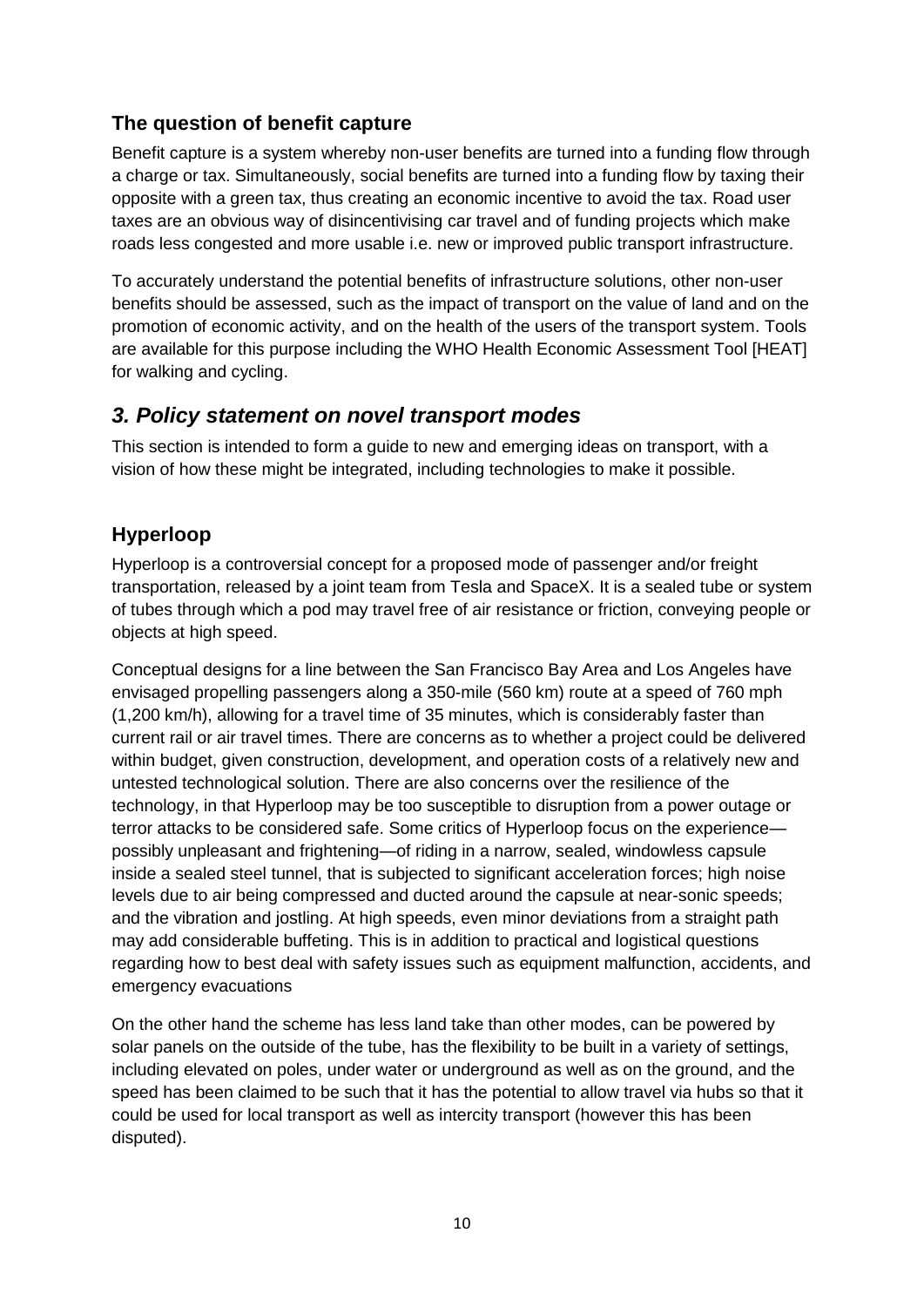### The question of benefit capture

Benefit capture is a system whereby non-user benefits are turned into a funding flow through a charge or tax. Simultaneously, social benefits are turned into a funding flow by taxing their opposite with a green tax, thus creating an economic incentive to avoid the tax. Road user taxes are an obvious way of disincentivising car travel and of funding projects which make roads less congested and more usable i.e. new or improved public transport infrastructure.

To accurately understand the potential benefits of infrastructure solutions, other non-user benefits should be assessed, such as the impact of transport on the value of land and on the promotion of economic activity, and on the health of the users of the transport system. Tools are available for this purpose including the WHO Health Economic Assessment Tool [HEAT] for walking and cycling.

## *3. Policy statement on novel transport modes*

This section is intended to form a guide to new and emerging ideas on transport, with a vision of how these might be integrated, including technologies to make it possible.

### Hyperloop

Hyperloop is a controversial concept for a proposed mode of passenger and/or freight transportation, released by a joint team from Tesla and SpaceX. It is a sealed tube or system of tubes through which a pod may travel free of air resistance or friction, conveying people or objects at high speed.

Conceptual designs for a line between the San Francisco Bay Area and Los Angeles have envisaged propelling passengers along a 350-mile (560 km) route at a speed of 760 mph (1,200 km/h), allowing for a travel time of 35 minutes, which is considerably faster than current rail or air travel times. There are concerns as to whether a project could be delivered within budget, given construction, development, and operation costs of a relatively new and untested technological solution. There are also concerns over the resilience of the technology, in that Hyperloop may be too susceptible to disruption from a power outage or terror attacks to be considered safe. Some critics of Hyperloop focus on the experience—possibly unpleasant and frightening—of riding in a narrow, sealed, windowless capsule inside a sealed steel tunnel, that is subjected to significant acceleration forces; high noise levels due to air being compressed and ducted around the capsule at near-sonic speeds; and the vibration and jostling. At high speeds, even minor deviations from a straight path may add considerable buffeting. This is in addition to practical and logistical questions regarding how to best deal with safety issues such as equipment malfunction, accidents, and emergency evacuations

On the other hand the scheme has less land take than other modes, can be powered by solar panels on the outside of the tube, has the flexibility to be built in a variety of settings, including elevated on poles, under water or underground as well as on the ground, and the speed has been claimed to be such that it has the potential to allow travel via hubs so that it could be used for local transport as well as intercity transport (however this has been disputed).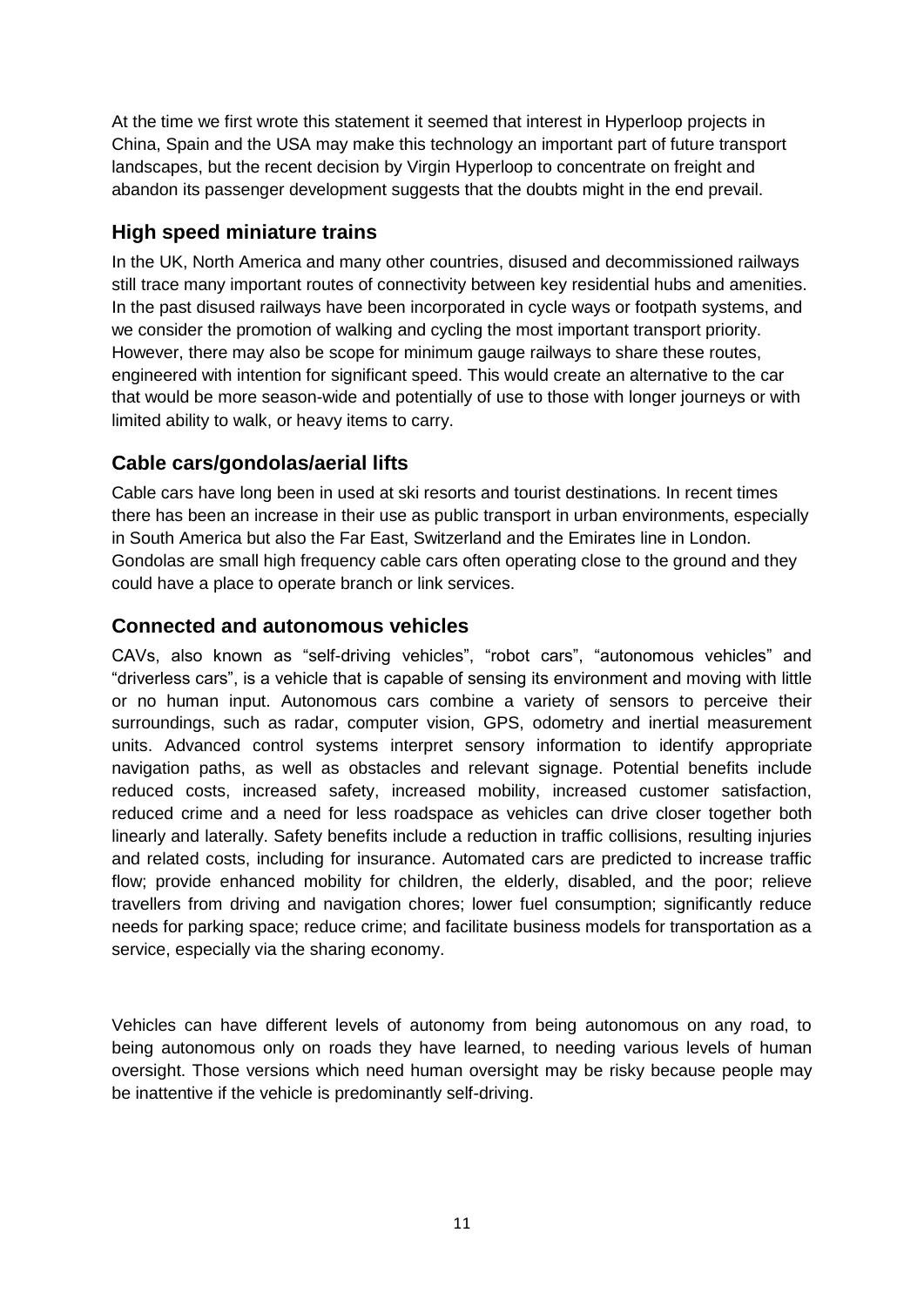At the time we first wrote this statement it seemed that interest in Hyperloop projects in China, Spain and the USA may make this technology an important part of future transport landscapes, but the recent decision by Virgin Hyperloop to concentrate on freight and abandon its passenger development suggests that the doubts might in the end prevail.

## High speed miniature trains

In the UK, North America and many other countries, disused and decommissioned railways still trace many important routes of connectivity between key residential hubs and amenities. In the past disused railways have been incorporated in cycle ways or footpath systems, and we consider the promotion of walking and cycling the most important transport priority. However, there may also be scope for minimum gauge railways to share these routes, engineered with intention for significant speed. This would create an alternative to the car that would be more season-wide and potentially of use to those with longer journeys or with limited ability to walk, or heavy items to carry.

## Cable cars/gondolas/aerial lifts

Cable cars have long been in used at ski resorts and tourist destinations. In recent times there has been an increase in their use as public transport in urban environments, especially in South America but also the Far East, Switzerland and the Emirates line in London. Gondolas are small high frequency cable cars often operating close to the ground and they could have a place to operate branch or link services.

## Connected and autonomous vehicles

CAVs, also known as “self-driving vehicles”, “robot cars”, “autonomous vehicles” and “driverless cars”, is a vehicle that is capable of sensing its environment and moving with little or no human input. Autonomous cars combine a variety of sensors to perceive their surroundings, such as radar, computer vision, GPS, odometry and inertial measurement units. Advanced control systems interpret sensory information to identify appropriate navigation paths, as well as obstacles and relevant signage. Potential benefits include reduced costs, increased safety, increased mobility, increased customer satisfaction, reduced crime and a need for less roadspace as vehicles can drive closer together both linearly and laterally. Safety benefits include a reduction in traffic collisions, resulting injuries and related costs, including for insurance. Automated cars are predicted to increase traffic flow; provide enhanced mobility for children, the elderly, disabled, and the poor; relieve travellers from driving and navigation chores; lower fuel consumption; significantly reduce needs for parking space; reduce crime; and facilitate business models for transportation as a service, especially via the sharing economy.

Vehicles can have different levels of autonomy from being autonomous on any road, to being autonomous only on roads they have learned, to needing various levels of human oversight. Those versions which need human oversight may be risky because people may be inattentive if the vehicle is predominantly self-driving.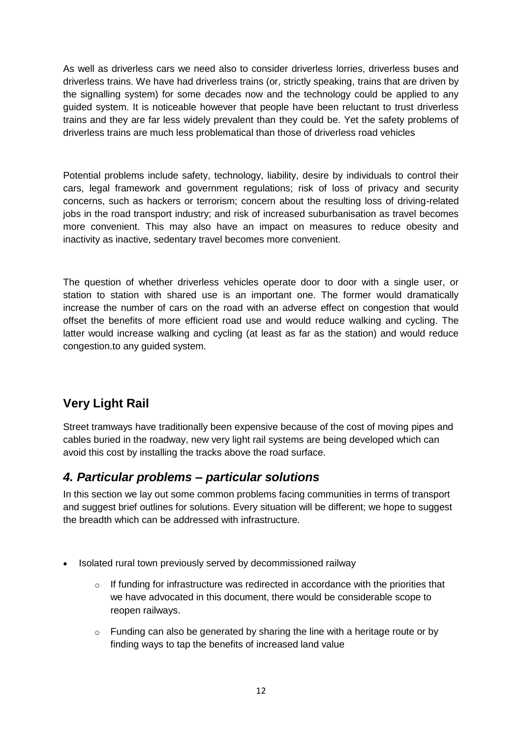As well as driverless cars we need also to consider driverless lorries, driverless buses and driverless trains. We have had driverless trains (or, strictly speaking, trains that are driven by the signalling system) for some decades now and the technology could be applied to any guided system. It is noticeable however that people have been reluctant to trust driverless trains and they are far less widely prevalent than they could be. Yet the safety problems of driverless trains are much less problematical than those of driverless road vehicles

Potential problems include safety, technology, liability, desire by individuals to control their cars, legal framework and government regulations; risk of loss of privacy and security concerns, such as hackers or terrorism; concern about the resulting loss of driving-related jobs in the road transport industry; and risk of increased suburbanisation as travel becomes more convenient. This may also have an impact on measures to reduce obesity and inactivity as inactive, sedentary travel becomes more convenient.

The question of whether driverless vehicles operate door to door with a single user, or station to station with shared use is an important one. The former would dramatically increase the number of cars on the road with an adverse effect on congestion that would offset the benefits of more efficient road use and would reduce walking and cycling. The latter would increase walking and cycling (at least as far as the station) and would reduce congestion.to any guided system.

### Very Light Rail

Street tramways have traditionally been expensive because of the cost of moving pipes and cables buried in the roadway, new very light rail systems are being developed which can avoid this cost by installing the tracks above the road surface.

## *4. Particular problems – particular solutions*

In this section we lay out some common problems facing communities in terms of transport and suggest brief outlines for solutions. Every situation will be different; we hope to suggest the breadth which can be addressed with infrastructure.

- Isolated rural town previously served by decommissioned railway
    - If funding for infrastructure was redirected in accordance with the priorities that we have advocated in this document, there would be considerable scope to reopen railways.
    - Funding can also be generated by sharing the line with a heritage route or by finding ways to tap the benefits of increased land value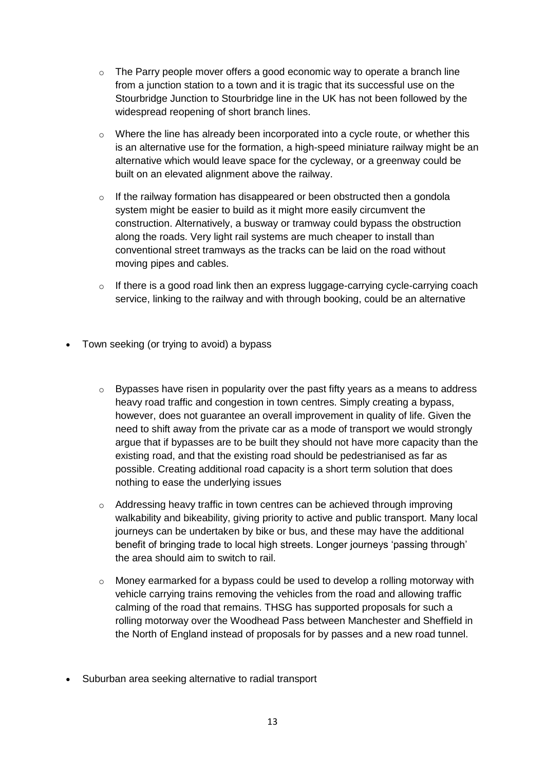- The Parry people mover offers a good economic way to operate a branch line from a junction station to a town and it is tragic that its successful use on the Stourbridge Junction to Stourbridge line in the UK has not been followed by the widespread reopening of short branch lines.
  - Where the line has already been incorporated into a cycle route, or whether this is an alternative use for the formation, a high-speed miniature railway might be an alternative which would leave space for the cycleway, or a greenway could be built on an elevated alignment above the railway.
  - If the railway formation has disappeared or been obstructed then a gondola system might be easier to build as it might more easily circumvent the construction. Alternatively, a busway or tramway could bypass the obstruction along the roads. Very light rail systems are much cheaper to install than conventional street tramways as the tracks can be laid on the road without moving pipes and cables.
  - If there is a good road link then an express luggage-carrying cycle-carrying coach service, linking to the railway and with through booking, could be an alternative

- Town seeking (or trying to avoid) a bypass

  - Bypasses have risen in popularity over the past fifty years as a means to address heavy road traffic and congestion in town centres. Simply creating a bypass, however, does not guarantee an overall improvement in quality of life. Given the need to shift away from the private car as a mode of transport we would strongly argue that if bypasses are to be built they should not have more capacity than the existing road, and that the existing road should be pedestrianised as far as possible. Creating additional road capacity is a short term solution that does nothing to ease the underlying issues
  - Addressing heavy traffic in town centres can be achieved through improving walkability and bikeability, giving priority to active and public transport. Many local journeys can be undertaken by bike or bus, and these may have the additional benefit of bringing trade to local high streets. Longer journeys 'passing through' the area should aim to switch to rail.
  - Money earmarked for a bypass could be used to develop a rolling motorway with vehicle carrying trains removing the vehicles from the road and allowing traffic calming of the road that remains. THSG has supported proposals for such a rolling motorway over the Woodhead Pass between Manchester and Sheffield in the North of England instead of proposals for by passes and a new road tunnel.

- Suburban area seeking alternative to radial transport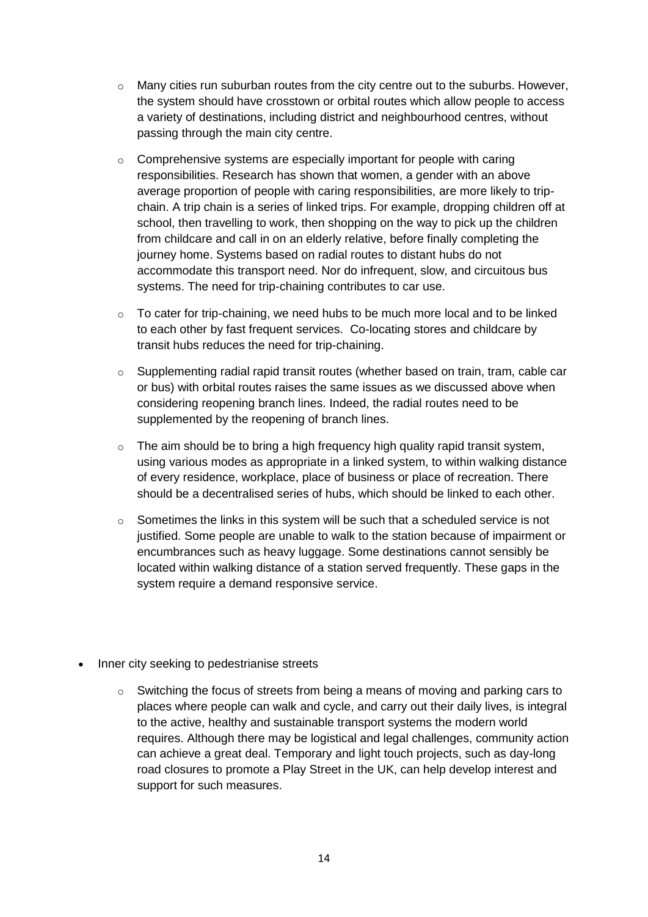- Many cities run suburban routes from the city centre out to the suburbs. However, the system should have crosstown or orbital routes which allow people to access a variety of destinations, including district and neighbourhood centres, without passing through the main city centre.

- Comprehensive systems are especially important for people with caring responsibilities. Research has shown that women, a gender with an above average proportion of people with caring responsibilities, are more likely to trip-chain. A trip chain is a series of linked trips. For example, dropping children off at school, then travelling to work, then shopping on the way to pick up the children from childcare and call in on an elderly relative, before finally completing the journey home. Systems based on radial routes to distant hubs do not accommodate this transport need. Nor do infrequent, slow, and circuitous bus systems. The need for trip-chaining contributes to car use.

- To cater for trip-chaining, we need hubs to be much more local and to be linked to each other by fast frequent services. Co-locating stores and childcare by transit hubs reduces the need for trip-chaining.

- Supplementing radial rapid transit routes (whether based on train, tram, cable car or bus) with orbital routes raises the same issues as we discussed above when considering reopening branch lines. Indeed, the radial routes need to be supplemented by the reopening of branch lines.

- The aim should be to bring a high frequency high quality rapid transit system, using various modes as appropriate in a linked system, to within walking distance of every residence, workplace, place of business or place of recreation. There should be a decentralised series of hubs, which should be linked to each other.

- Sometimes the links in this system will be such that a scheduled service is not justified. Some people are unable to walk to the station because of impairment or encumbrances such as heavy luggage. Some destinations cannot sensibly be located within walking distance of a station served frequently. These gaps in the system require a demand responsive service.

- Inner city seeking to pedestrianise streets
  - Switching the focus of streets from being a means of moving and parking cars to places where people can walk and cycle, and carry out their daily lives, is integral to the active, healthy and sustainable transport systems the modern world requires. Although there may be logistical and legal challenges, community action can achieve a great deal. Temporary and light touch projects, such as day-long road closures to promote a Play Street in the UK, can help develop interest and support for such measures.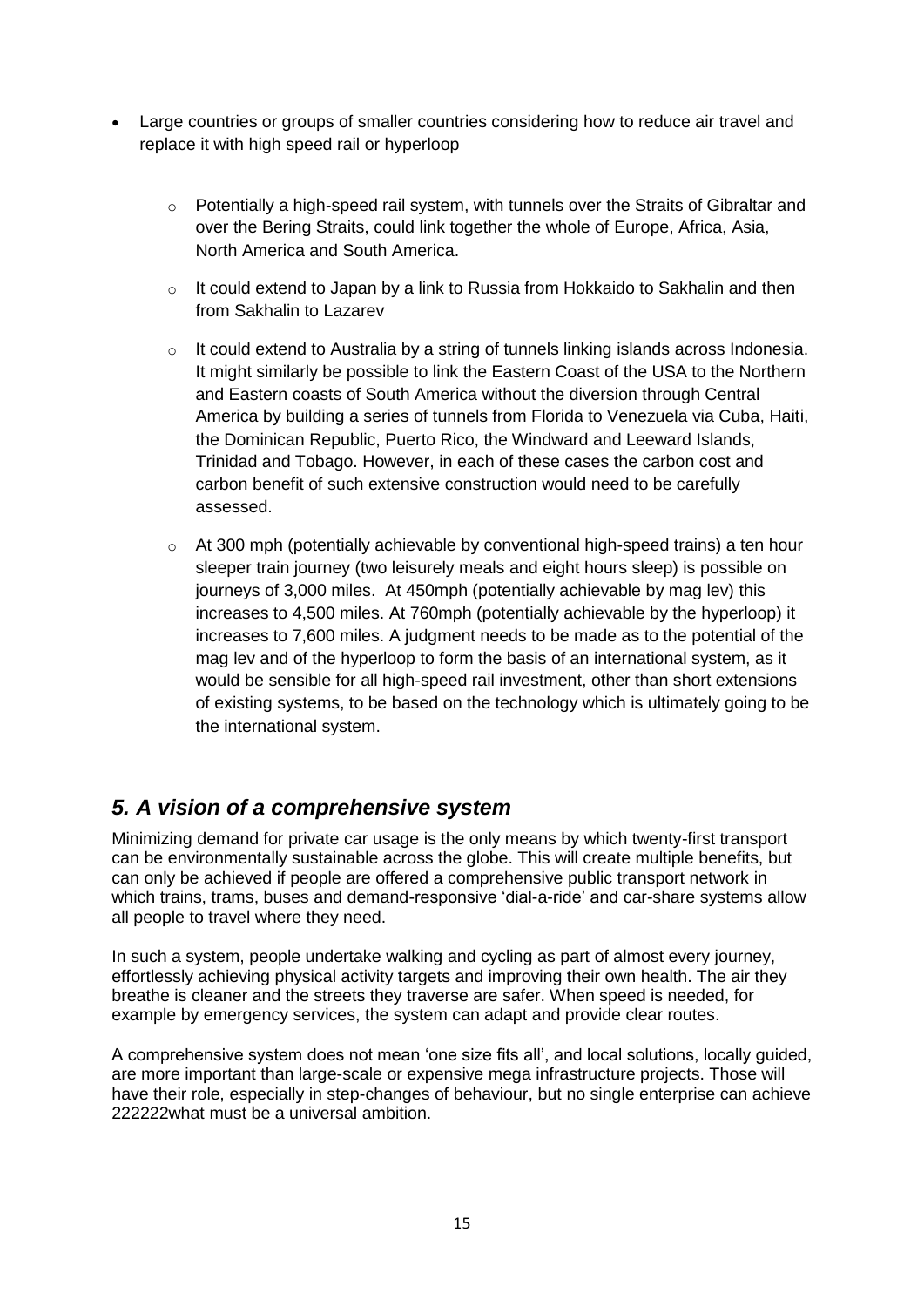- Large countries or groups of smaller countries considering how to reduce air travel and replace it with high speed rail or hyperloop
  - Potentially a high-speed rail system, with tunnels over the Straits of Gibraltar and over the Bering Straits, could link together the whole of Europe, Africa, Asia, North America and South America.
  - It could extend to Japan by a link to Russia from Hokkaido to Sakhalin and then from Sakhalin to Lazarev
  - It could extend to Australia by a string of tunnels linking islands across Indonesia. It might similarly be possible to link the Eastern Coast of the USA to the Northern and Eastern coasts of South America without the diversion through Central America by building a series of tunnels from Florida to Venezuela via Cuba, Haiti, the Dominican Republic, Puerto Rico, the Windward and Leeward Islands, Trinidad and Tobago. However, in each of these cases the carbon cost and carbon benefit of such extensive construction would need to be carefully assessed.
  - At 300 mph (potentially achievable by conventional high-speed trains) a ten hour sleeper train journey (two leisurely meals and eight hours sleep) is possible on journeys of 3,000 miles. At 450mph (potentially achievable by mag lev) this increases to 4,500 miles. At 760mph (potentially achievable by the hyperloop) it increases to 7,600 miles. A judgment needs to be made as to the potential of the mag lev and of the hyperloop to form the basis of an international system, as it would be sensible for all high-speed rail investment, other than short extensions of existing systems, to be based on the technology which is ultimately going to be the international system.

## *5. A vision of a comprehensive system*

Minimizing demand for private car usage is the only means by which twenty-first transport can be environmentally sustainable across the globe. This will create multiple benefits, but can only be achieved if people are offered a comprehensive public transport network in which trains, trams, buses and demand-responsive 'dial-a-ride' and car-share systems allow all people to travel where they need.

In such a system, people undertake walking and cycling as part of almost every journey, effortlessly achieving physical activity targets and improving their own health. The air they breathe is cleaner and the streets they traverse are safer. When speed is needed, for example by emergency services, the system can adapt and provide clear routes.

A comprehensive system does not mean 'one size fits all', and local solutions, locally guided, are more important than large-scale or expensive mega infrastructure projects. Those will have their role, especially in step-changes of behaviour, but no single enterprise can achieve 222222what must be a universal ambition.